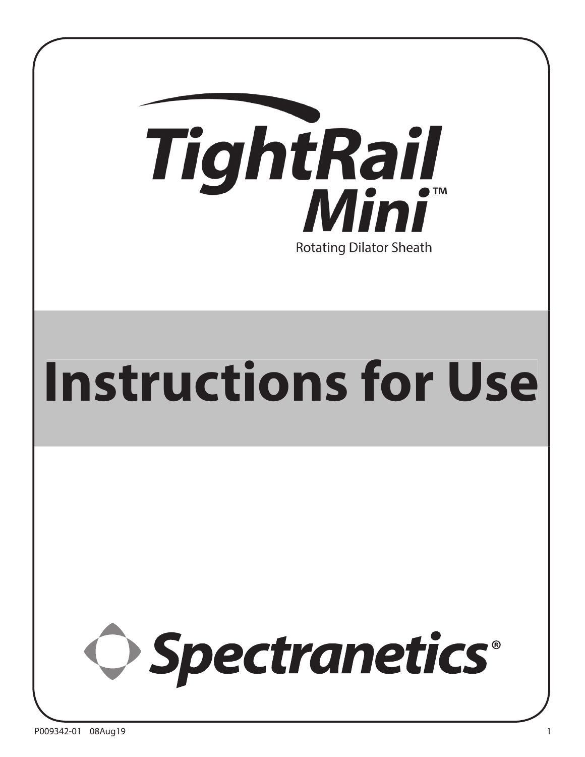# TightRail Mini™

Rotating Dilator Sheath

# Instructions for Use

Spectranetics®

P009342-01 08Aug19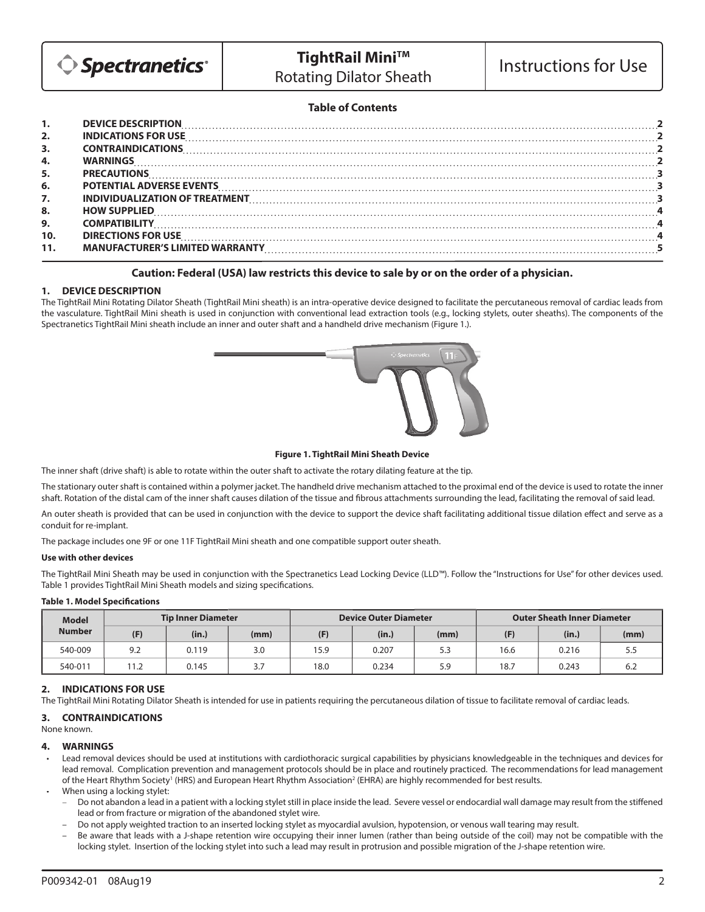# TightRail Mini™ Rotating Dilator Sheath

# Instructions for Use

## Table of Contents

| | | |
|---|---|---|
| 1. | DEVICE DESCRIPTION | 2 |
| 2. | INDICATIONS FOR USE | 2 |
| 3. | CONTRAINDICATIONS | 2 |
| 4. | WARNINGS | 2 |
| 5. | PRECAUTIONS | 3 |
| 6. | POTENTIAL ADVERSE EVENTS | 3 |
| 7. | INDIVIDUALIZATION OF TREATMENT | 3 |
| 8. | HOW SUPPLIED | 4 |
| 9. | COMPATIBILITY | 4 |
| 10. | DIRECTIONS FOR USE | 4 |
| 11. | MANUFACTURER'S LIMITED WARRANTY | 5 |

**Caution: Federal (USA) law restricts this device to sale by or on the order of a physician.**

## 1. DEVICE DESCRIPTION

The TightRail Mini Rotating Dilator Sheath (TightRail Mini sheath) is an intra-operative device designed to facilitate the percutaneous removal of cardiac leads from the vasculature. TightRail Mini sheath is used in conjunction with conventional lead extraction tools (e.g., locking stylets, outer sheaths). The components of the Spectranetics TightRail Mini sheath include an inner and outer shaft and a handheld drive mechanism (Figure 1.).

**Figure 1. TightRail Mini Sheath Device**

The inner shaft (drive shaft) is able to rotate within the outer shaft to activate the rotary dilating feature at the tip.

The stationary outer shaft is contained within a polymer jacket. The handheld drive mechanism attached to the proximal end of the device is used to rotate the inner shaft. Rotation of the distal cam of the inner shaft causes dilation of the tissue and fibrous attachments surrounding the lead, facilitating the removal of said lead.

An outer sheath is provided that can be used in conjunction with the device to support the device shaft facilitating additional tissue dilation effect and serve as a conduit for re-implant.

The package includes one 9F or one 11F TightRail Mini sheath and one compatible support outer sheath.

**Use with other devices**

The TightRail Mini Sheath may be used in conjunction with the Spectranetics Lead Locking Device (LLD™). Follow the "Instructions for Use" for other devices used. Table 1 provides TightRail Mini Sheath models and sizing specifications.

**Table 1. Model Specifications**

| Model Number | Tip Inner Diameter | | | Device Outer Diameter | | | Outer Sheath Inner Diameter | | |
|---|---|---|---|---|---|---|---|---|---|
| | (F) | (in.) | (mm) | (F) | (in.) | (mm) | (F) | (in.) | (mm) |
| 540-009 | 9.2 | 0.119 | 3.0 | 15.9 | 0.207 | 5.3 | 16.6 | 0.216 | 5.5 |
| 540-011 | 11.2 | 0.145 | 3.7 | 18.0 | 0.234 | 5.9 | 18.7 | 0.243 | 6.2 |

## 2. INDICATIONS FOR USE

The TightRail Mini Rotating Dilator Sheath is intended for use in patients requiring the percutaneous dilation of tissue to facilitate removal of cardiac leads.

## 3. CONTRAINDICATIONS

None known.

## 4. WARNINGS

- Lead removal devices should be used at institutions with cardiothoracic surgical capabilities by physicians knowledgeable in the techniques and devices for lead removal. Complication prevention and management protocols should be in place and routinely practiced. The recommendations for lead management of the Heart Rhythm Society[1] (HRS) and European Heart Rhythm Association[2] (EHRA) are highly recommended for best results.
- When using a locking stylet:
  - Do not abandon a lead in a patient with a locking stylet still in place inside the lead. Severe vessel or endocardial wall damage may result from the stiffened lead or from fracture or migration of the abandoned stylet wire.
  - Do not apply weighted traction to an inserted locking stylet as myocardial avulsion, hypotension, or venous wall tearing may result.
  - Be aware that leads with a J-shape retention wire occupying their inner lumen (rather than being outside of the coil) may not be compatible with the locking stylet. Insertion of the locking stylet into such a lead may result in protrusion and possible migration of the J-shape retention wire.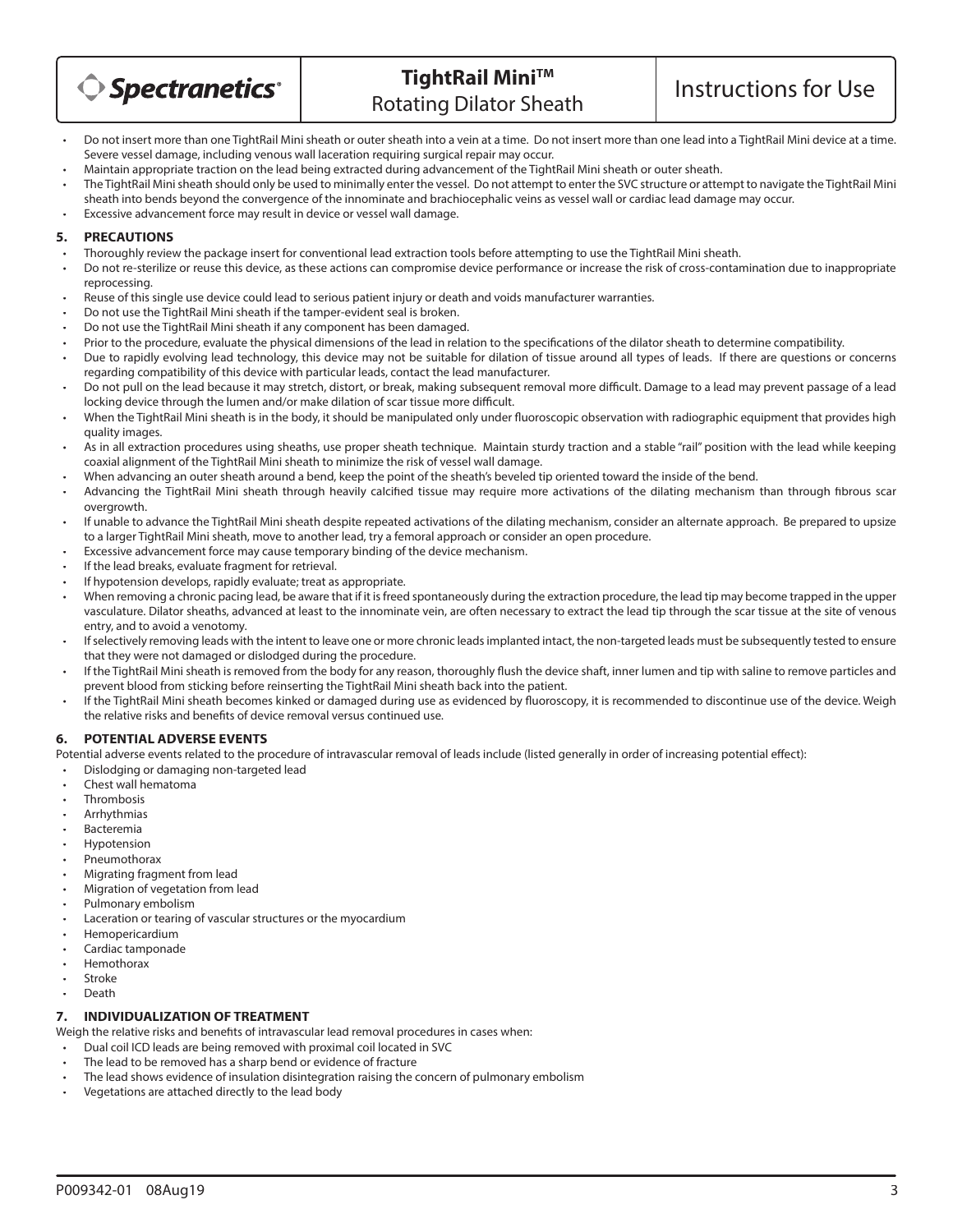- Do not insert more than one TightRail Mini sheath or outer sheath into a vein at a time. Do not insert more than one lead into a TightRail Mini device at a time. Severe vessel damage, including venous wall laceration requiring surgical repair may occur.
- Maintain appropriate traction on the lead being extracted during advancement of the TightRail Mini sheath or outer sheath.
- The TightRail Mini sheath should only be used to minimally enter the vessel. Do not attempt to enter the SVC structure or attempt to navigate the TightRail Mini sheath into bends beyond the convergence of the innominate and brachiocephalic veins as vessel wall or cardiac lead damage may occur.
- Excessive advancement force may result in device or vessel wall damage.

## 5. PRECAUTIONS

- Thoroughly review the package insert for conventional lead extraction tools before attempting to use the TightRail Mini sheath.
- Do not re-sterilize or reuse this device, as these actions can compromise device performance or increase the risk of cross-contamination due to inappropriate reprocessing.
- Reuse of this single use device could lead to serious patient injury or death and voids manufacturer warranties.
- Do not use the TightRail Mini sheath if the tamper-evident seal is broken.
- Do not use the TightRail Mini sheath if any component has been damaged.
- Prior to the procedure, evaluate the physical dimensions of the lead in relation to the specifications of the dilator sheath to determine compatibility.
- Due to rapidly evolving lead technology, this device may not be suitable for dilation of tissue around all types of leads. If there are questions or concerns regarding compatibility of this device with particular leads, contact the lead manufacturer.
- Do not pull on the lead because it may stretch, distort, or break, making subsequent removal more difficult. Damage to a lead may prevent passage of a lead locking device through the lumen and/or make dilation of scar tissue more difficult.
- When the TightRail Mini sheath is in the body, it should be manipulated only under fluoroscopic observation with radiographic equipment that provides high quality images.
- As in all extraction procedures using sheaths, use proper sheath technique. Maintain sturdy traction and a stable "rail" position with the lead while keeping coaxial alignment of the TightRail Mini sheath to minimize the risk of vessel wall damage.
- When advancing an outer sheath around a bend, keep the point of the sheath's beveled tip oriented toward the inside of the bend.
- Advancing the TightRail Mini sheath through heavily calcified tissue may require more activations of the dilating mechanism than through fibrous scar overgrowth.
- If unable to advance the TightRail Mini sheath despite repeated activations of the dilating mechanism, consider an alternate approach. Be prepared to upsize to a larger TightRail Mini sheath, move to another lead, try a femoral approach or consider an open procedure.
- Excessive advancement force may cause temporary binding of the device mechanism.
- If the lead breaks, evaluate fragment for retrieval.
- If hypotension develops, rapidly evaluate; treat as appropriate.
- When removing a chronic pacing lead, be aware that if it is freed spontaneously during the extraction procedure, the lead tip may become trapped in the upper vasculature. Dilator sheaths, advanced at least to the innominate vein, are often necessary to extract the lead tip through the scar tissue at the site of venous entry, and to avoid a venotomy.
- If selectively removing leads with the intent to leave one or more chronic leads implanted intact, the non-targeted leads must be subsequently tested to ensure that they were not damaged or dislodged during the procedure.
- If the TightRail Mini sheath is removed from the body for any reason, thoroughly flush the device shaft, inner lumen and tip with saline to remove particles and prevent blood from sticking before reinserting the TightRail Mini sheath back into the patient.
- If the TightRail Mini sheath becomes kinked or damaged during use as evidenced by fluoroscopy, it is recommended to discontinue use of the device. Weigh the relative risks and benefits of device removal versus continued use.

## 6. POTENTIAL ADVERSE EVENTS

Potential adverse events related to the procedure of intravascular removal of leads include (listed generally in order of increasing potential effect):

- Dislodging or damaging non-targeted lead
- Chest wall hematoma
- Thrombosis
- Arrhythmias
- Bacteremia
- Hypotension
- Pneumothorax
- Migrating fragment from lead
- Migration of vegetation from lead
- Pulmonary embolism
- Laceration or tearing of vascular structures or the myocardium
- Hemopericardium
- Cardiac tamponade
- Hemothorax
- Stroke
- Death

## 7. INDIVIDUALIZATION OF TREATMENT

Weigh the relative risks and benefits of intravascular lead removal procedures in cases when:

- Dual coil ICD leads are being removed with proximal coil located in SVC
- The lead to be removed has a sharp bend or evidence of fracture
- The lead shows evidence of insulation disintegration raising the concern of pulmonary embolism
- Vegetations are attached directly to the lead body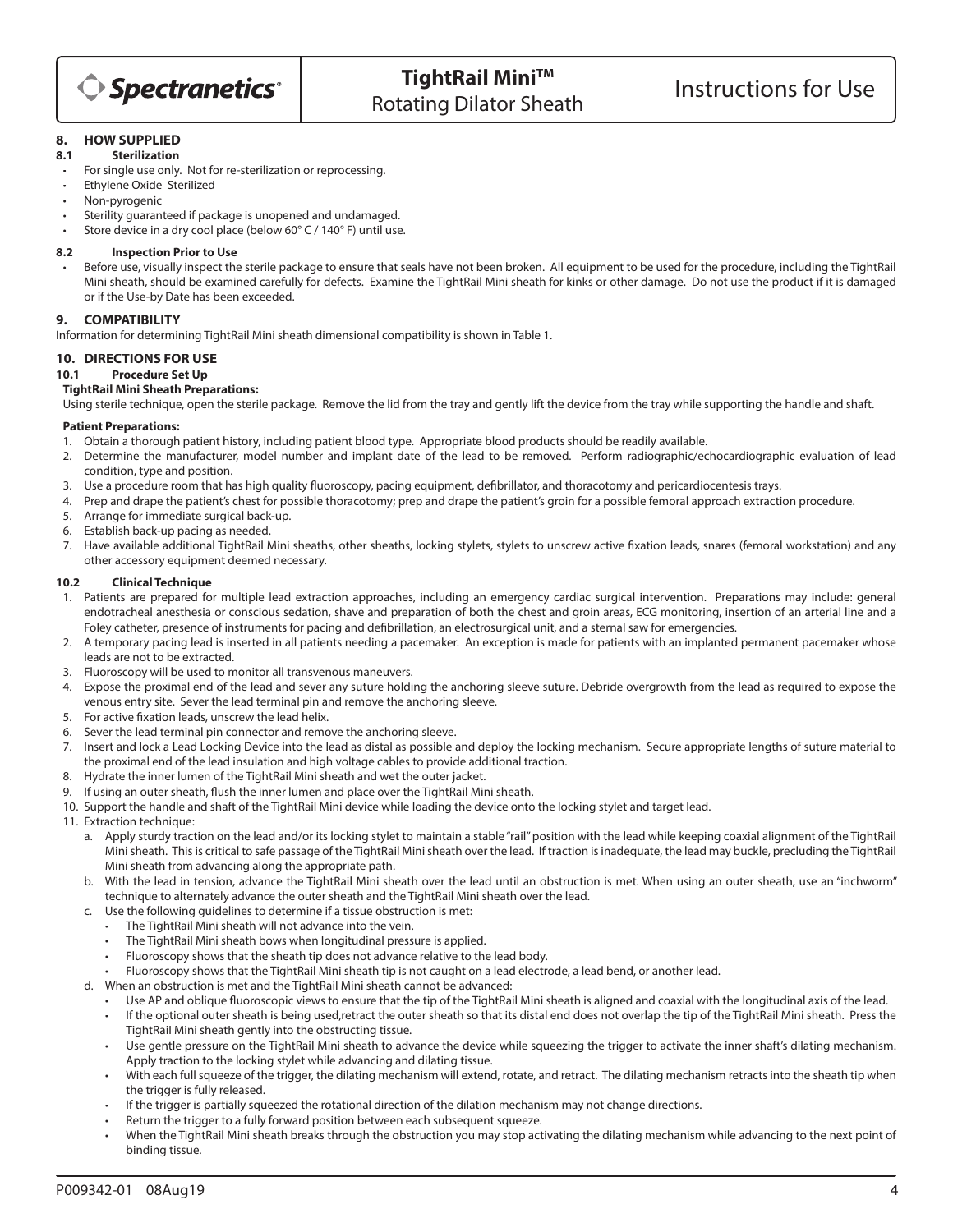## 8. HOW SUPPLIED

### 8.1 Sterilization

- For single use only. Not for re-sterilization or reprocessing.
- Ethylene Oxide Sterilized
- Non-pyrogenic
- Sterility guaranteed if package is unopened and undamaged.
- Store device in a dry cool place (below 60° C / 140° F) until use.

### 8.2 Inspection Prior to Use

- Before use, visually inspect the sterile package to ensure that seals have not been broken. All equipment to be used for the procedure, including the TightRail Mini sheath, should be examined carefully for defects. Examine the TightRail Mini sheath for kinks or other damage. Do not use the product if it is damaged or if the Use-by Date has been exceeded.

## 9. COMPATIBILITY

Information for determining TightRail Mini sheath dimensional compatibility is shown in Table 1.

## 10. DIRECTIONS FOR USE

### 10.1 Procedure Set Up

**TightRail Mini Sheath Preparations:**

Using sterile technique, open the sterile package. Remove the lid from the tray and gently lift the device from the tray while supporting the handle and shaft.

**Patient Preparations:**

1. Obtain a thorough patient history, including patient blood type. Appropriate blood products should be readily available.
2. Determine the manufacturer, model number and implant date of the lead to be removed. Perform radiographic/echocardiographic evaluation of lead condition, type and position.
3. Use a procedure room that has high quality fluoroscopy, pacing equipment, defibrillator, and thoracotomy and pericardiocentesis trays.
4. Prep and drape the patient's chest for possible thoracotomy; prep and drape the patient's groin for a possible femoral approach extraction procedure.
5. Arrange for immediate surgical back-up.
6. Establish back-up pacing as needed.
7. Have available additional TightRail Mini sheaths, other sheaths, locking stylets, stylets to unscrew active fixation leads, snares (femoral workstation) and any other accessory equipment deemed necessary.

### 10.2 Clinical Technique

1. Patients are prepared for multiple lead extraction approaches, including an emergency cardiac surgical intervention. Preparations may include: general endotracheal anesthesia or conscious sedation, shave and preparation of both the chest and groin areas, ECG monitoring, insertion of an arterial line and a Foley catheter, presence of instruments for pacing and defibrillation, an electrosurgical unit, and a sternal saw for emergencies.
2. A temporary pacing lead is inserted in all patients needing a pacemaker. An exception is made for patients with an implanted permanent pacemaker whose leads are not to be extracted.
3. Fluoroscopy will be used to monitor all transvenous maneuvers.
4. Expose the proximal end of the lead and sever any suture holding the anchoring sleeve suture. Debride overgrowth from the lead as required to expose the venous entry site. Sever the lead terminal pin and remove the anchoring sleeve.
5. For active fixation leads, unscrew the lead helix.
6. Sever the lead terminal pin connector and remove the anchoring sleeve.
7. Insert and lock a Lead Locking Device into the lead as distal as possible and deploy the locking mechanism. Secure appropriate lengths of suture material to the proximal end of the lead insulation and high voltage cables to provide additional traction.
8. Hydrate the inner lumen of the TightRail Mini sheath and wet the outer jacket.
9. If using an outer sheath, flush the inner lumen and place over the TightRail Mini sheath.
10. Support the handle and shaft of the TightRail Mini device while loading the device onto the locking stylet and target lead.
11. Extraction technique:
    a. Apply sturdy traction on the lead and/or its locking stylet to maintain a stable "rail" position with the lead while keeping coaxial alignment of the TightRail Mini sheath. This is critical to safe passage of the TightRail Mini sheath over the lead. If traction is inadequate, the lead may buckle, precluding the TightRail Mini sheath from advancing along the appropriate path.
    b. With the lead in tension, advance the TightRail Mini sheath over the lead until an obstruction is met. When using an outer sheath, use an "inchworm" technique to alternately advance the outer sheath and the TightRail Mini sheath over the lead.
    c. Use the following guidelines to determine if a tissue obstruction is met:
       - The TightRail Mini sheath will not advance into the vein.
       - The TightRail Mini sheath bows when longitudinal pressure is applied.
       - Fluoroscopy shows that the sheath tip does not advance relative to the lead body.
       - Fluoroscopy shows that the TightRail Mini sheath tip is not caught on a lead electrode, a lead bend, or another lead.
    d. When an obstruction is met and the TightRail Mini sheath cannot be advanced:
       - Use AP and oblique fluoroscopic views to ensure that the tip of the TightRail Mini sheath is aligned and coaxial with the longitudinal axis of the lead.
       - If the optional outer sheath is being used,retract the outer sheath so that its distal end does not overlap the tip of the TightRail Mini sheath. Press the TightRail Mini sheath gently into the obstructing tissue.
       - Use gentle pressure on the TightRail Mini sheath to advance the device while squeezing the trigger to activate the inner shaft's dilating mechanism. Apply traction to the locking stylet while advancing and dilating tissue.
       - With each full squeeze of the trigger, the dilating mechanism will extend, rotate, and retract. The dilating mechanism retracts into the sheath tip when the trigger is fully released.
       - If the trigger is partially squeezed the rotational direction of the dilation mechanism may not change directions.
       - Return the trigger to a fully forward position between each subsequent squeeze.
       - When the TightRail Mini sheath breaks through the obstruction you may stop activating the dilating mechanism while advancing to the next point of binding tissue.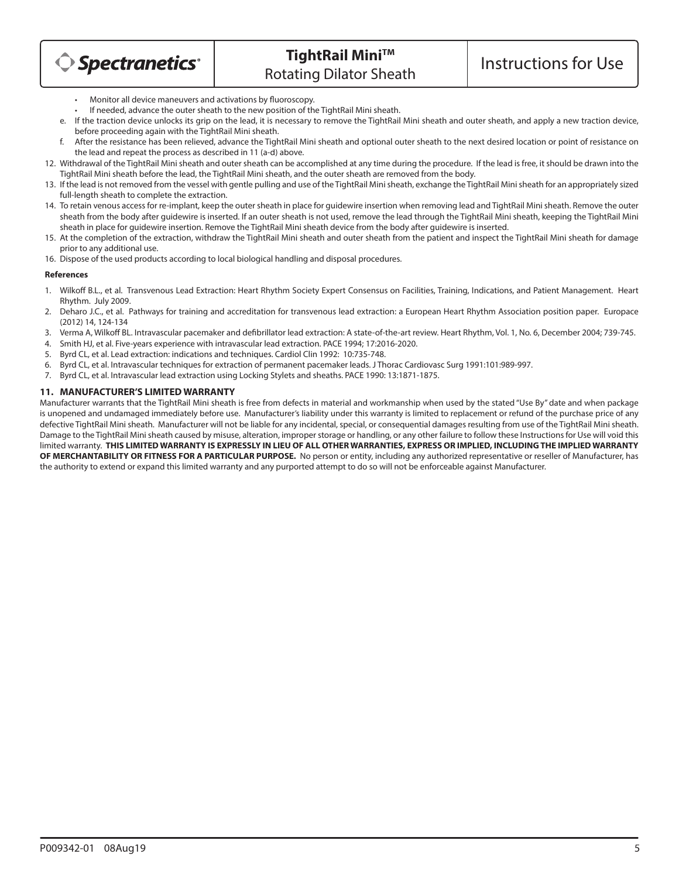- Monitor all device maneuvers and activations by fluoroscopy.
- If needed, advance the outer sheath to the new position of the TightRail Mini sheath.

e. If the traction device unlocks its grip on the lead, it is necessary to remove the TightRail Mini sheath and outer sheath, and apply a new traction device, before proceeding again with the TightRail Mini sheath.

f. After the resistance has been relieved, advance the TightRail Mini sheath and optional outer sheath to the next desired location or point of resistance on the lead and repeat the process as described in 11 (a-d) above.

12. Withdrawal of the TightRail Mini sheath and outer sheath can be accomplished at any time during the procedure. If the lead is free, it should be drawn into the TightRail Mini sheath before the lead, the TightRail Mini sheath, and the outer sheath are removed from the body.
13. If the lead is not removed from the vessel with gentle pulling and use of the TightRail Mini sheath, exchange the TightRail Mini sheath for an appropriately sized full-length sheath to complete the extraction.
14. To retain venous access for re-implant, keep the outer sheath in place for guidewire insertion when removing lead and TightRail Mini sheath. Remove the outer sheath from the body after guidewire is inserted. If an outer sheath is not used, remove the lead through the TightRail Mini sheath, keeping the TightRail Mini sheath in place for guidewire insertion. Remove the TightRail Mini sheath device from the body after guidewire is inserted.
15. At the completion of the extraction, withdraw the TightRail Mini sheath and outer sheath from the patient and inspect the TightRail Mini sheath for damage prior to any additional use.
16. Dispose of the used products according to local biological handling and disposal procedures.

**References**

1. Wilkoff B.L., et al. Transvenous Lead Extraction: Heart Rhythm Society Expert Consensus on Facilities, Training, Indications, and Patient Management. Heart Rhythm. July 2009.
2. Deharo J.C., et al. Pathways for training and accreditation for transvenous lead extraction: a European Heart Rhythm Association position paper. Europace (2012) 14, 124-134
3. Verma A, Wilkoff BL. Intravascular pacemaker and defibrillator lead extraction: A state-of-the-art review. Heart Rhythm, Vol. 1, No. 6, December 2004; 739-745.
4. Smith HJ, et al. Five-years experience with intravascular lead extraction. PACE 1994; 17:2016-2020.
5. Byrd CL, et al. Lead extraction: indications and techniques. Cardiol Clin 1992: 10:735-748.
6. Byrd CL, et al. Intravascular techniques for extraction of permanent pacemaker leads. J Thorac Cardiovasc Surg 1991:101:989-997.
7. Byrd CL, et al. Intravascular lead extraction using Locking Stylets and sheaths. PACE 1990: 13:1871-1875.

## 11. MANUFACTURER'S LIMITED WARRANTY

Manufacturer warrants that the TightRail Mini sheath is free from defects in material and workmanship when used by the stated "Use By" date and when package is unopened and undamaged immediately before use. Manufacturer's liability under this warranty is limited to replacement or refund of the purchase price of any defective TightRail Mini sheath. Manufacturer will not be liable for any incidental, special, or consequential damages resulting from use of the TightRail Mini sheath. Damage to the TightRail Mini sheath caused by misuse, alteration, improper storage or handling, or any other failure to follow these Instructions for Use will void this limited warranty. **THIS LIMITED WARRANTY IS EXPRESSLY IN LIEU OF ALL OTHER WARRANTIES, EXPRESS OR IMPLIED, INCLUDING THE IMPLIED WARRANTY OF MERCHANTABILITY OR FITNESS FOR A PARTICULAR PURPOSE.** No person or entity, including any authorized representative or reseller of Manufacturer, has the authority to extend or expand this limited warranty and any purported attempt to do so will not be enforceable against Manufacturer.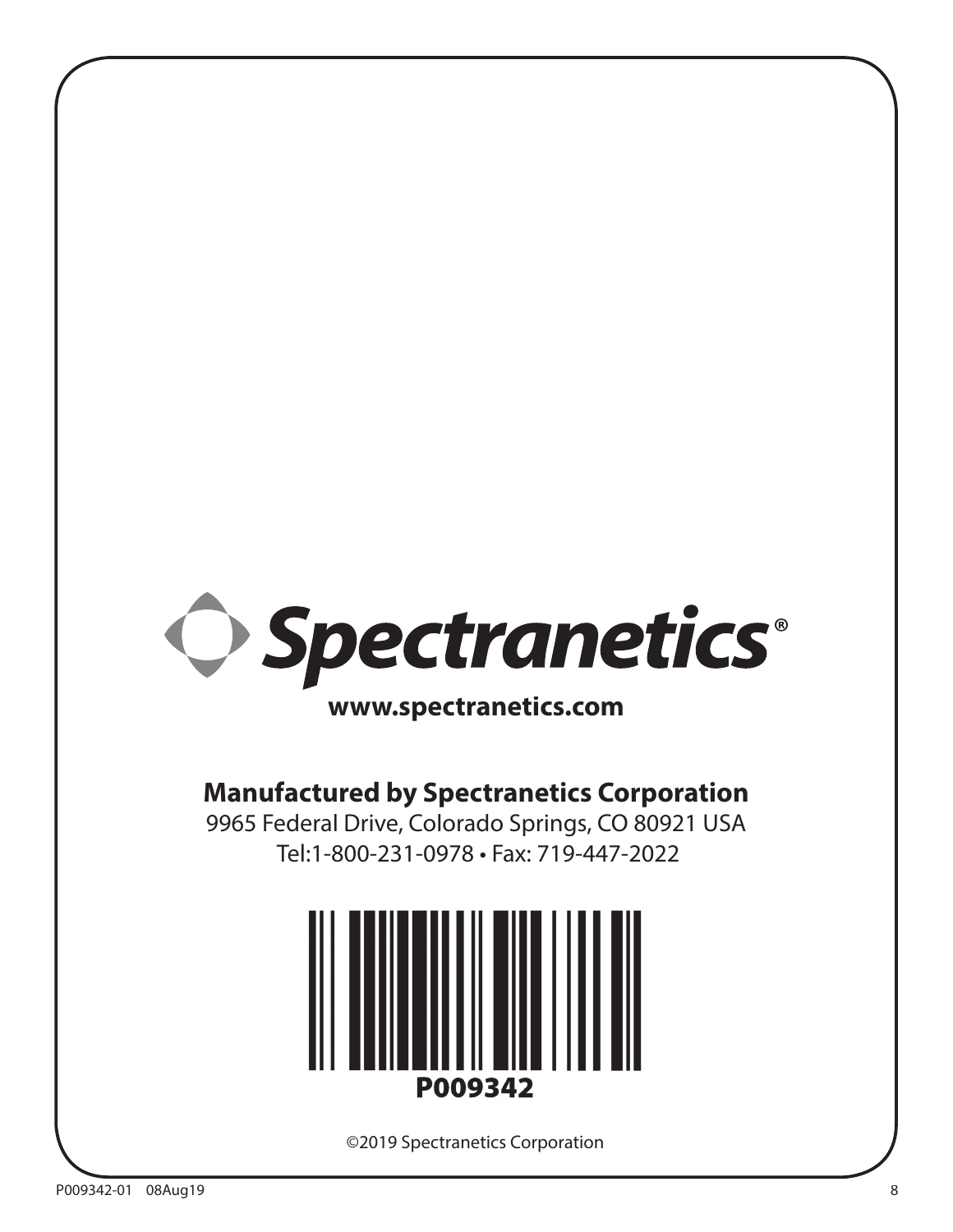Spectranetics®

**www.spectranetics.com**

**Manufactured by Spectranetics Corporation**

9965 Federal Drive, Colorado Springs, CO 80921 USA

Tel:1-800-231-0978 • Fax: 719-447-2022

P009342

©2019 Spectranetics Corporation

P009342-01 08Aug19